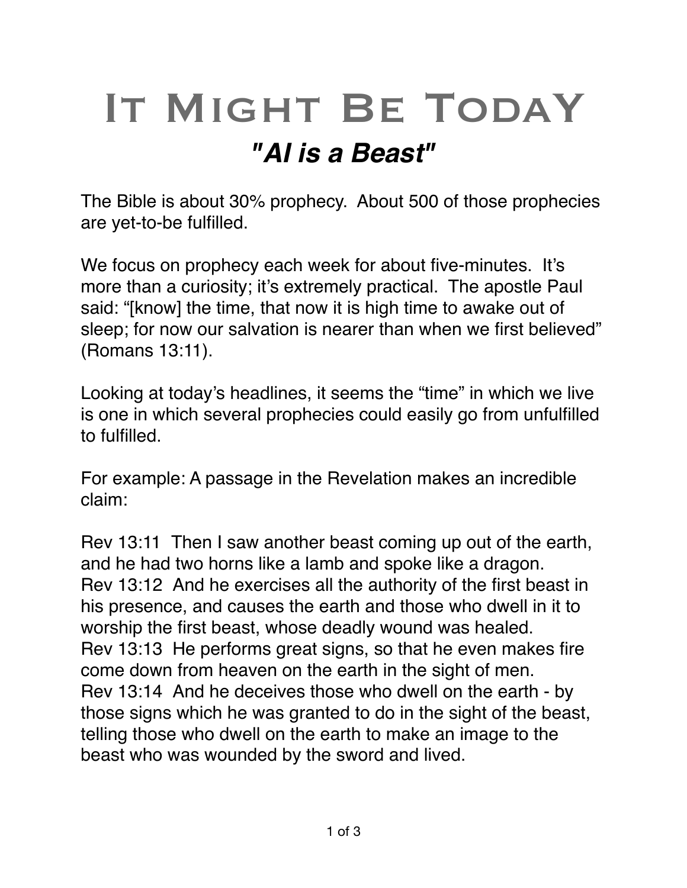# It Might Be TodaY

## *"AI is a Beast"*

The Bible is about 30% prophecy. About 500 of those prophecies are yet-to-be fulfilled.

We focus on prophecy each week for about five-minutes. It's more than a curiosity; it's extremely practical. The apostle Paul said: "[know] the time, that now it is high time to awake out of sleep; for now our salvation is nearer than when we first believed" (Romans 13:11).

Looking at today's headlines, it seems the "time" in which we live is one in which several prophecies could easily go from unfulfilled to fulfilled.

For example: A passage in the Revelation makes an incredible claim:

Rev 13:11 Then I saw another beast coming up out of the earth, and he had two horns like a lamb and spoke like a dragon.
Rev 13:12 And he exercises all the authority of the first beast in his presence, and causes the earth and those who dwell in it to worship the first beast, whose deadly wound was healed.
Rev 13:13 He performs great signs, so that he even makes fire come down from heaven on the earth in the sight of men.
Rev 13:14 And he deceives those who dwell on the earth - by those signs which he was granted to do in the sight of the beast, telling those who dwell on the earth to make an image to the beast who was wounded by the sword and lived.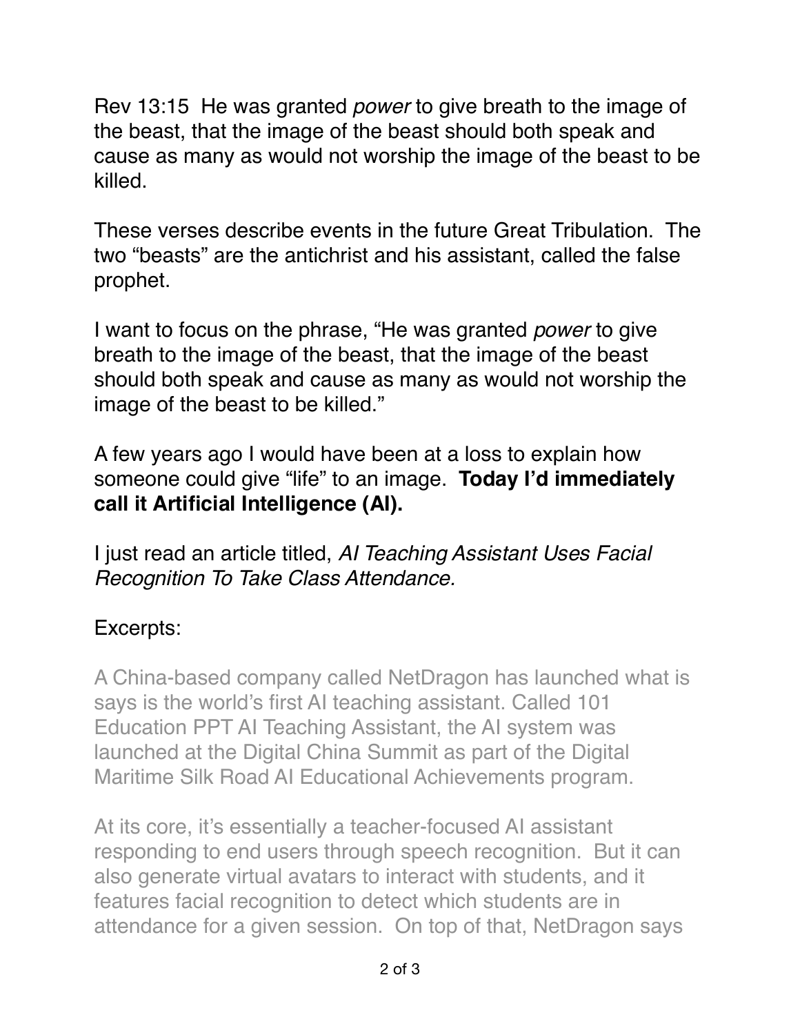Rev 13:15  He was granted *power* to give breath to the image of the beast, that the image of the beast should both speak and cause as many as would not worship the image of the beast to be killed.

These verses describe events in the future Great Tribulation.  The two "beasts" are the antichrist and his assistant, called the false prophet.

I want to focus on the phrase, "He was granted *power* to give breath to the image of the beast, that the image of the beast should both speak and cause as many as would not worship the image of the beast to be killed."

A few years ago I would have been at a loss to explain how someone could give "life" to an image.  **Today I'd immediately call it Artificial Intelligence (AI).**

I just read an article titled, *AI Teaching Assistant Uses Facial Recognition To Take Class Attendance.*

Excerpts:

A China-based company called NetDragon has launched what is says is the world's first AI teaching assistant. Called 101 Education PPT AI Teaching Assistant, the AI system was launched at the Digital China Summit as part of the Digital Maritime Silk Road AI Educational Achievements program.

At its core, it's essentially a teacher-focused AI assistant responding to end users through speech recognition.  But it can also generate virtual avatars to interact with students, and it features facial recognition to detect which students are in attendance for a given session.  On top of that, NetDragon says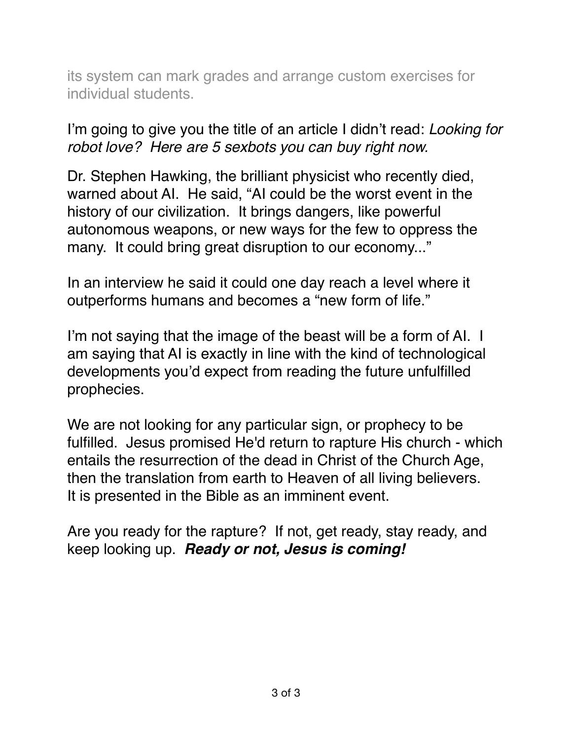its system can mark grades and arrange custom exercises for individual students.

I'm going to give you the title of an article I didn't read: *Looking for robot love? Here are 5 sexbots you can buy right now.*

Dr. Stephen Hawking, the brilliant physicist who recently died, warned about AI. He said, "AI could be the worst event in the history of our civilization. It brings dangers, like powerful autonomous weapons, or new ways for the few to oppress the many. It could bring great disruption to our economy..."

In an interview he said it could one day reach a level where it outperforms humans and becomes a "new form of life."

I'm not saying that the image of the beast will be a form of AI. I am saying that AI is exactly in line with the kind of technological developments you'd expect from reading the future unfulfilled prophecies.

We are not looking for any particular sign, or prophecy to be fulfilled. Jesus promised He'd return to rapture His church - which entails the resurrection of the dead in Christ of the Church Age, then the translation from earth to Heaven of all living believers. It is presented in the Bible as an imminent event.

Are you ready for the rapture? If not, get ready, stay ready, and keep looking up. ***Ready or not, Jesus is coming!***